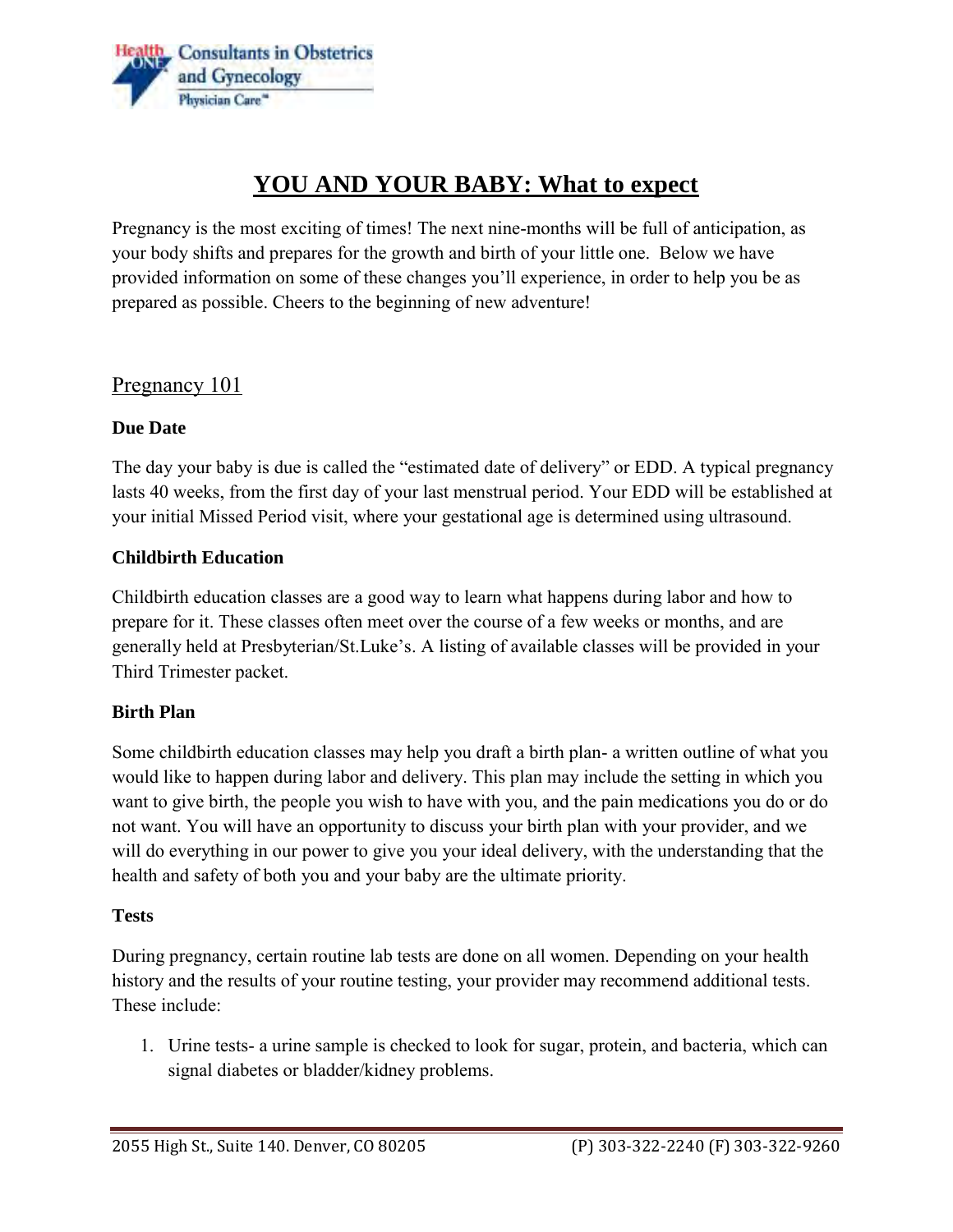# YOU AND YOUR BABY: What to expect

Pregnancy is the most exciting of times! The next nine-months will be full of anticipation, as your body shifts and prepares for the growth and birth of your little one. Below we have provided information on some of these changes you'll experience, in order to help you be as prepared as possible. Cheers to the beginning of new adventure!

## Pregnancy 101

### Due Date

The day your baby is due is called the "estimated date of delivery" or EDD. A typical pregnancy lasts 40 weeks, from the first day of your last menstrual period. Your EDD will be established at your initial Missed Period visit, where your gestational age is determined using ultrasound.

### Childbirth Education

Childbirth education classes are a good way to learn what happens during labor and how to prepare for it. These classes often meet over the course of a few weeks or months, and are generally held at Presbyterian/St.Luke's. A listing of available classes will be provided in your Third Trimester packet.

### Birth Plan

Some childbirth education classes may help you draft a birth plan- a written outline of what you would like to happen during labor and delivery. This plan may include the setting in which you want to give birth, the people you wish to have with you, and the pain medications you do or do not want. You will have an opportunity to discuss your birth plan with your provider, and we will do everything in our power to give you your ideal delivery, with the understanding that the health and safety of both you and your baby are the ultimate priority.

### Tests

During pregnancy, certain routine lab tests are done on all women. Depending on your health history and the results of your routine testing, your provider may recommend additional tests. These include:

1. Urine tests- a urine sample is checked to look for sugar, protein, and bacteria, which can signal diabetes or bladder/kidney problems.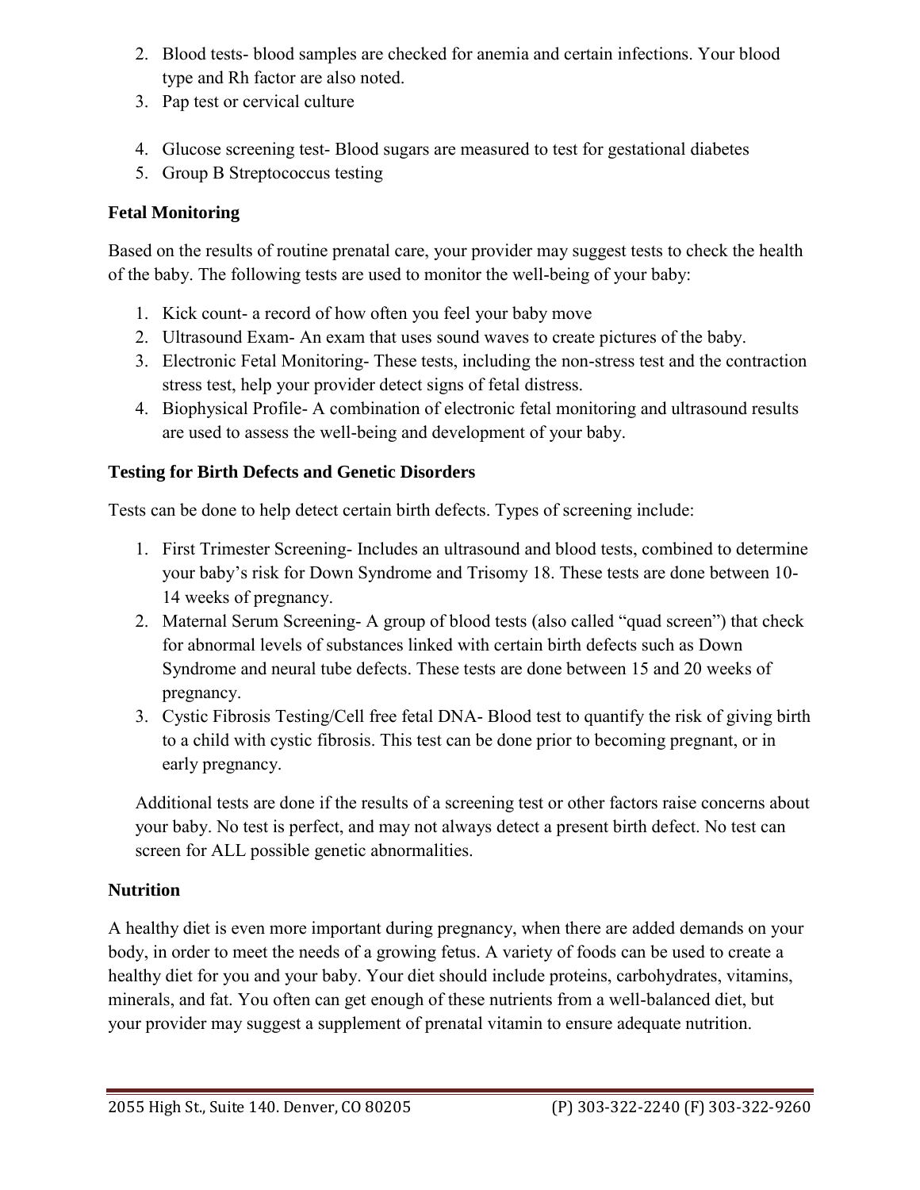2. Blood tests- blood samples are checked for anemia and certain infections. Your blood type and Rh factor are also noted.
3. Pap test or cervical culture
4. Glucose screening test- Blood sugars are measured to test for gestational diabetes
5. Group B Streptococcus testing

### Fetal Monitoring

Based on the results of routine prenatal care, your provider may suggest tests to check the health of the baby. The following tests are used to monitor the well-being of your baby:

1. Kick count- a record of how often you feel your baby move
2. Ultrasound Exam- An exam that uses sound waves to create pictures of the baby.
3. Electronic Fetal Monitoring- These tests, including the non-stress test and the contraction stress test, help your provider detect signs of fetal distress.
4. Biophysical Profile- A combination of electronic fetal monitoring and ultrasound results are used to assess the well-being and development of your baby.

### Testing for Birth Defects and Genetic Disorders

Tests can be done to help detect certain birth defects. Types of screening include:

1. First Trimester Screening- Includes an ultrasound and blood tests, combined to determine your baby's risk for Down Syndrome and Trisomy 18. These tests are done between 10-14 weeks of pregnancy.
2. Maternal Serum Screening- A group of blood tests (also called "quad screen") that check for abnormal levels of substances linked with certain birth defects such as Down Syndrome and neural tube defects. These tests are done between 15 and 20 weeks of pregnancy.
3. Cystic Fibrosis Testing/Cell free fetal DNA- Blood test to quantify the risk of giving birth to a child with cystic fibrosis. This test can be done prior to becoming pregnant, or in early pregnancy.

Additional tests are done if the results of a screening test or other factors raise concerns about your baby. No test is perfect, and may not always detect a present birth defect. No test can screen for ALL possible genetic abnormalities.

### Nutrition

A healthy diet is even more important during pregnancy, when there are added demands on your body, in order to meet the needs of a growing fetus. A variety of foods can be used to create a healthy diet for you and your baby. Your diet should include proteins, carbohydrates, vitamins, minerals, and fat. You often can get enough of these nutrients from a well-balanced diet, but your provider may suggest a supplement of prenatal vitamin to ensure adequate nutrition.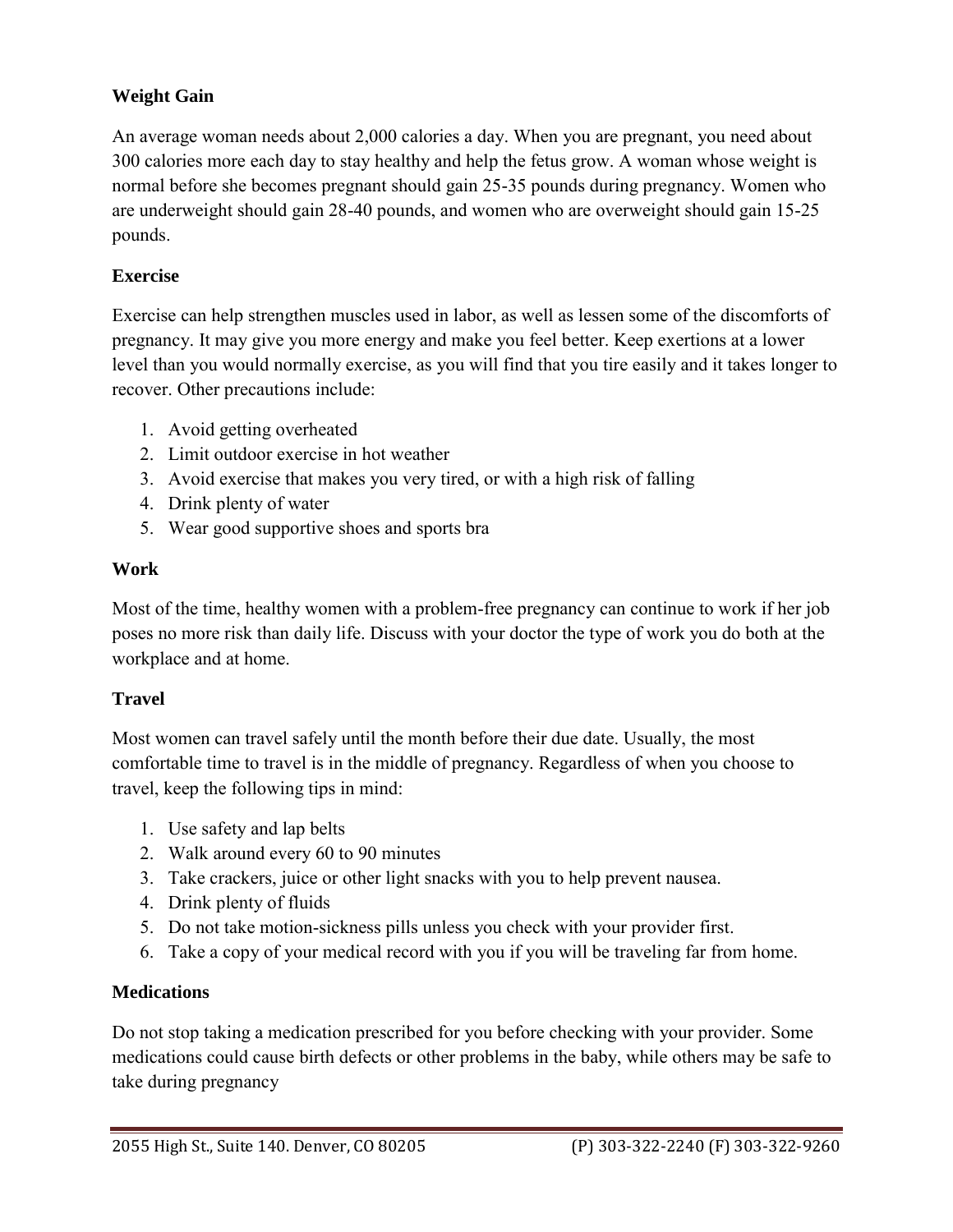**Weight Gain**

An average woman needs about 2,000 calories a day. When you are pregnant, you need about 300 calories more each day to stay healthy and help the fetus grow. A woman whose weight is normal before she becomes pregnant should gain 25-35 pounds during pregnancy. Women who are underweight should gain 28-40 pounds, and women who are overweight should gain 15-25 pounds.

**Exercise**

Exercise can help strengthen muscles used in labor, as well as lessen some of the discomforts of pregnancy. It may give you more energy and make you feel better. Keep exertions at a lower level than you would normally exercise, as you will find that you tire easily and it takes longer to recover. Other precautions include:

1. Avoid getting overheated
2. Limit outdoor exercise in hot weather
3. Avoid exercise that makes you very tired, or with a high risk of falling
4. Drink plenty of water
5. Wear good supportive shoes and sports bra

**Work**

Most of the time, healthy women with a problem-free pregnancy can continue to work if her job poses no more risk than daily life. Discuss with your doctor the type of work you do both at the workplace and at home.

**Travel**

Most women can travel safely until the month before their due date. Usually, the most comfortable time to travel is in the middle of pregnancy. Regardless of when you choose to travel, keep the following tips in mind:

1. Use safety and lap belts
2. Walk around every 60 to 90 minutes
3. Take crackers, juice or other light snacks with you to help prevent nausea.
4. Drink plenty of fluids
5. Do not take motion-sickness pills unless you check with your provider first.
6. Take a copy of your medical record with you if you will be traveling far from home.

**Medications**

Do not stop taking a medication prescribed for you before checking with your provider. Some medications could cause birth defects or other problems in the baby, while others may be safe to take during pregnancy

2055 High St., Suite 140. Denver, CO 80205 (P) 303-322-2240 (F) 303-322-9260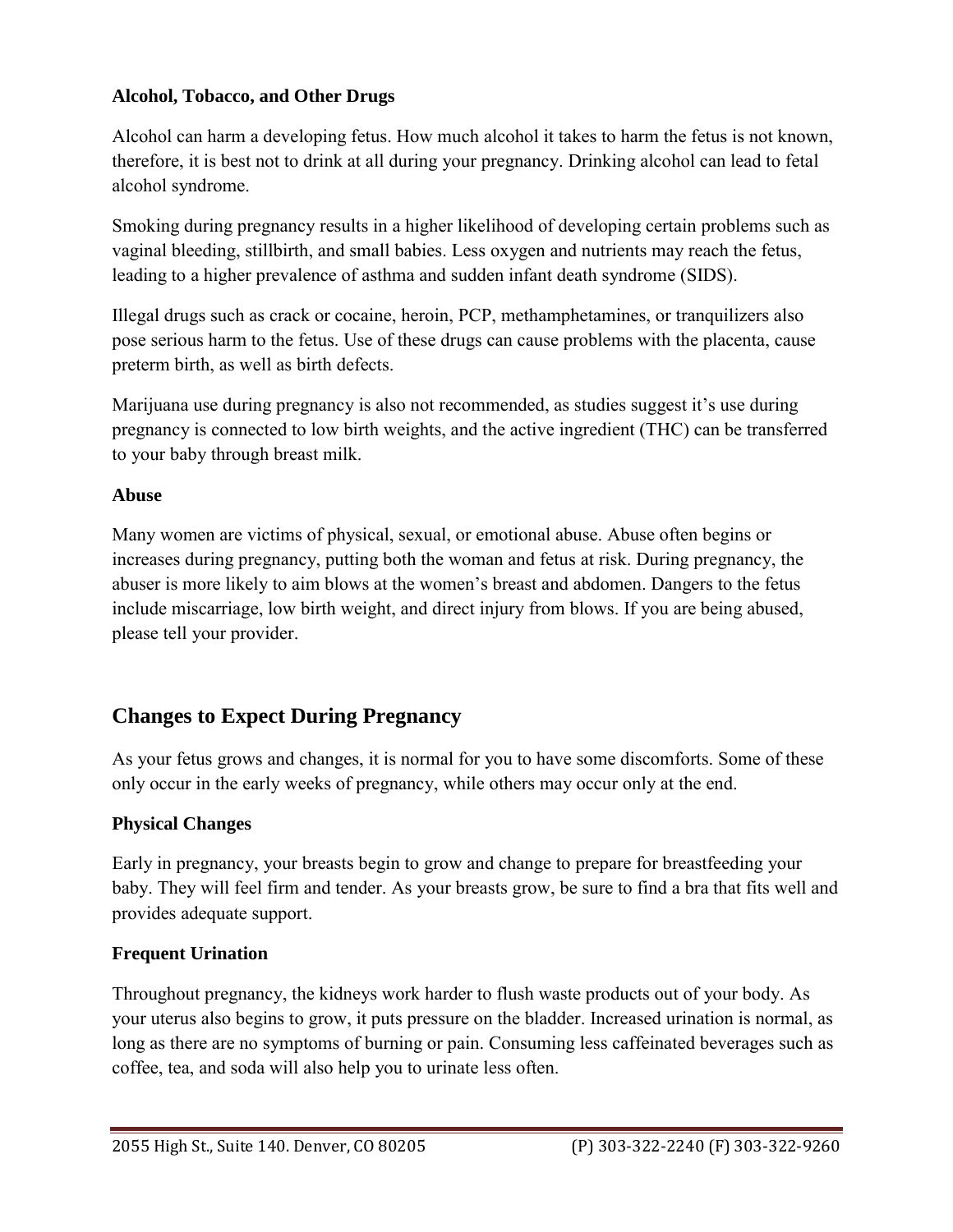### Alcohol, Tobacco, and Other Drugs

Alcohol can harm a developing fetus. How much alcohol it takes to harm the fetus is not known, therefore, it is best not to drink at all during your pregnancy. Drinking alcohol can lead to fetal alcohol syndrome.

Smoking during pregnancy results in a higher likelihood of developing certain problems such as vaginal bleeding, stillbirth, and small babies. Less oxygen and nutrients may reach the fetus, leading to a higher prevalence of asthma and sudden infant death syndrome (SIDS).

Illegal drugs such as crack or cocaine, heroin, PCP, methamphetamines, or tranquilizers also pose serious harm to the fetus. Use of these drugs can cause problems with the placenta, cause preterm birth, as well as birth defects.

Marijuana use during pregnancy is also not recommended, as studies suggest it's use during pregnancy is connected to low birth weights, and the active ingredient (THC) can be transferred to your baby through breast milk.

### Abuse

Many women are victims of physical, sexual, or emotional abuse. Abuse often begins or increases during pregnancy, putting both the woman and fetus at risk. During pregnancy, the abuser is more likely to aim blows at the women's breast and abdomen. Dangers to the fetus include miscarriage, low birth weight, and direct injury from blows. If you are being abused, please tell your provider.

## Changes to Expect During Pregnancy

As your fetus grows and changes, it is normal for you to have some discomforts. Some of these only occur in the early weeks of pregnancy, while others may occur only at the end.

### Physical Changes

Early in pregnancy, your breasts begin to grow and change to prepare for breastfeeding your baby. They will feel firm and tender. As your breasts grow, be sure to find a bra that fits well and provides adequate support.

### Frequent Urination

Throughout pregnancy, the kidneys work harder to flush waste products out of your body. As your uterus also begins to grow, it puts pressure on the bladder. Increased urination is normal, as long as there are no symptoms of burning or pain. Consuming less caffeinated beverages such as coffee, tea, and soda will also help you to urinate less often.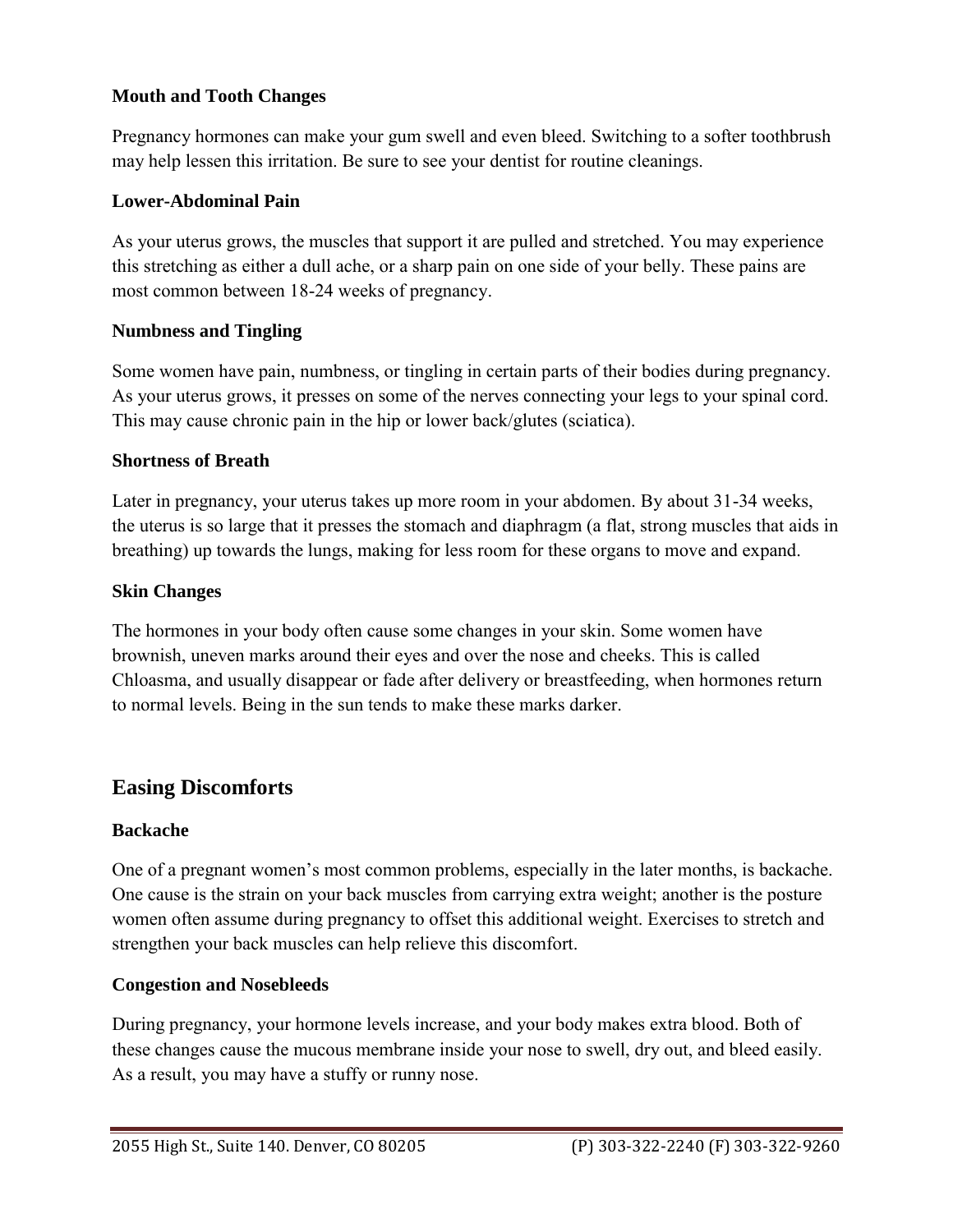### Mouth and Tooth Changes

Pregnancy hormones can make your gum swell and even bleed. Switching to a softer toothbrush may help lessen this irritation. Be sure to see your dentist for routine cleanings.

### Lower-Abdominal Pain

As your uterus grows, the muscles that support it are pulled and stretched. You may experience this stretching as either a dull ache, or a sharp pain on one side of your belly. These pains are most common between 18-24 weeks of pregnancy.

### Numbness and Tingling

Some women have pain, numbness, or tingling in certain parts of their bodies during pregnancy. As your uterus grows, it presses on some of the nerves connecting your legs to your spinal cord. This may cause chronic pain in the hip or lower back/glutes (sciatica).

### Shortness of Breath

Later in pregnancy, your uterus takes up more room in your abdomen. By about 31-34 weeks, the uterus is so large that it presses the stomach and diaphragm (a flat, strong muscles that aids in breathing) up towards the lungs, making for less room for these organs to move and expand.

### Skin Changes

The hormones in your body often cause some changes in your skin. Some women have brownish, uneven marks around their eyes and over the nose and cheeks. This is called Chloasma, and usually disappear or fade after delivery or breastfeeding, when hormones return to normal levels. Being in the sun tends to make these marks darker.

## Easing Discomforts

### Backache

One of a pregnant women's most common problems, especially in the later months, is backache. One cause is the strain on your back muscles from carrying extra weight; another is the posture women often assume during pregnancy to offset this additional weight. Exercises to stretch and strengthen your back muscles can help relieve this discomfort.

### Congestion and Nosebleeds

During pregnancy, your hormone levels increase, and your body makes extra blood. Both of these changes cause the mucous membrane inside your nose to swell, dry out, and bleed easily. As a result, you may have a stuffy or runny nose.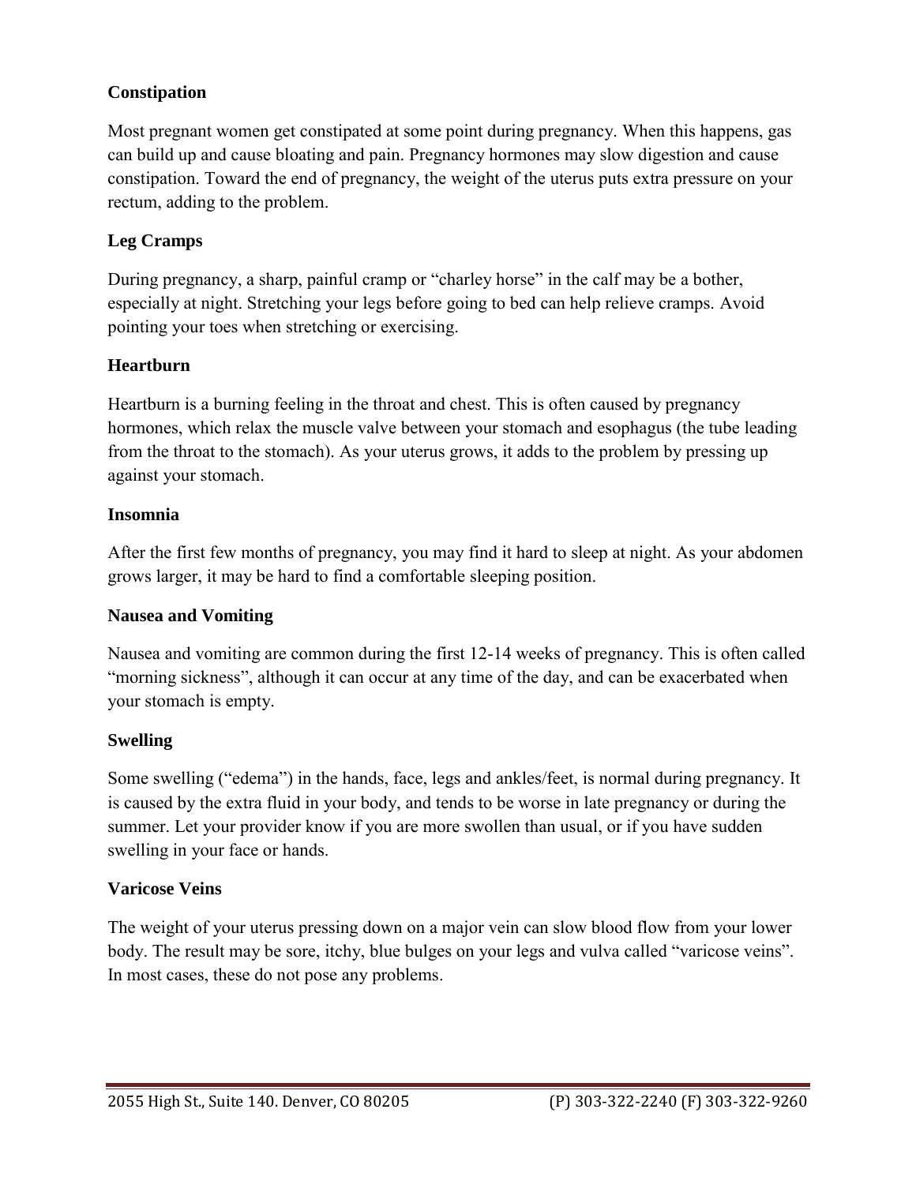**Constipation**

Most pregnant women get constipated at some point during pregnancy. When this happens, gas can build up and cause bloating and pain. Pregnancy hormones may slow digestion and cause constipation. Toward the end of pregnancy, the weight of the uterus puts extra pressure on your rectum, adding to the problem.

**Leg Cramps**

During pregnancy, a sharp, painful cramp or "charley horse" in the calf may be a bother, especially at night. Stretching your legs before going to bed can help relieve cramps. Avoid pointing your toes when stretching or exercising.

**Heartburn**

Heartburn is a burning feeling in the throat and chest. This is often caused by pregnancy hormones, which relax the muscle valve between your stomach and esophagus (the tube leading from the throat to the stomach). As your uterus grows, it adds to the problem by pressing up against your stomach.

**Insomnia**

After the first few months of pregnancy, you may find it hard to sleep at night. As your abdomen grows larger, it may be hard to find a comfortable sleeping position.

**Nausea and Vomiting**

Nausea and vomiting are common during the first 12-14 weeks of pregnancy. This is often called "morning sickness", although it can occur at any time of the day, and can be exacerbated when your stomach is empty.

**Swelling**

Some swelling ("edema") in the hands, face, legs and ankles/feet, is normal during pregnancy. It is caused by the extra fluid in your body, and tends to be worse in late pregnancy or during the summer. Let your provider know if you are more swollen than usual, or if you have sudden swelling in your face or hands.

**Varicose Veins**

The weight of your uterus pressing down on a major vein can slow blood flow from your lower body. The result may be sore, itchy, blue bulges on your legs and vulva called "varicose veins". In most cases, these do not pose any problems.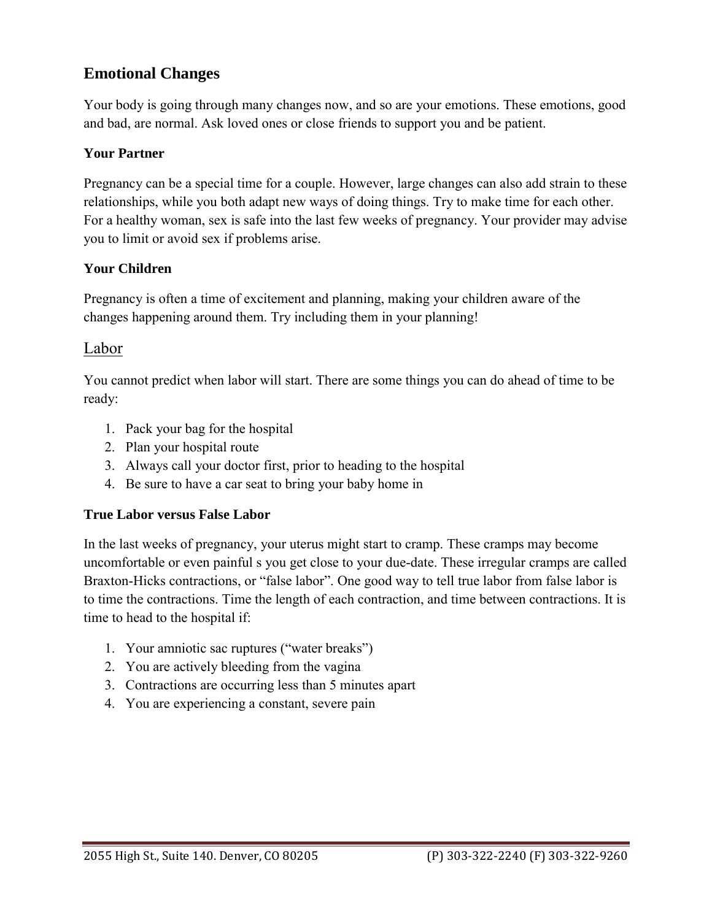## Emotional Changes

Your body is going through many changes now, and so are your emotions. These emotions, good and bad, are normal. Ask loved ones or close friends to support you and be patient.

### Your Partner

Pregnancy can be a special time for a couple. However, large changes can also add strain to these relationships, while you both adapt new ways of doing things. Try to make time for each other. For a healthy woman, sex is safe into the last few weeks of pregnancy. Your provider may advise you to limit or avoid sex if problems arise.

### Your Children

Pregnancy is often a time of excitement and planning, making your children aware of the changes happening around them. Try including them in your planning!

## Labor

You cannot predict when labor will start. There are some things you can do ahead of time to be ready:

1. Pack your bag for the hospital
2. Plan your hospital route
3. Always call your doctor first, prior to heading to the hospital
4. Be sure to have a car seat to bring your baby home in

### True Labor versus False Labor

In the last weeks of pregnancy, your uterus might start to cramp. These cramps may become uncomfortable or even painful s you get close to your due-date. These irregular cramps are called Braxton-Hicks contractions, or "false labor". One good way to tell true labor from false labor is to time the contractions. Time the length of each contraction, and time between contractions. It is time to head to the hospital if:

1. Your amniotic sac ruptures ("water breaks")
2. You are actively bleeding from the vagina
3. Contractions are occurring less than 5 minutes apart
4. You are experiencing a constant, severe pain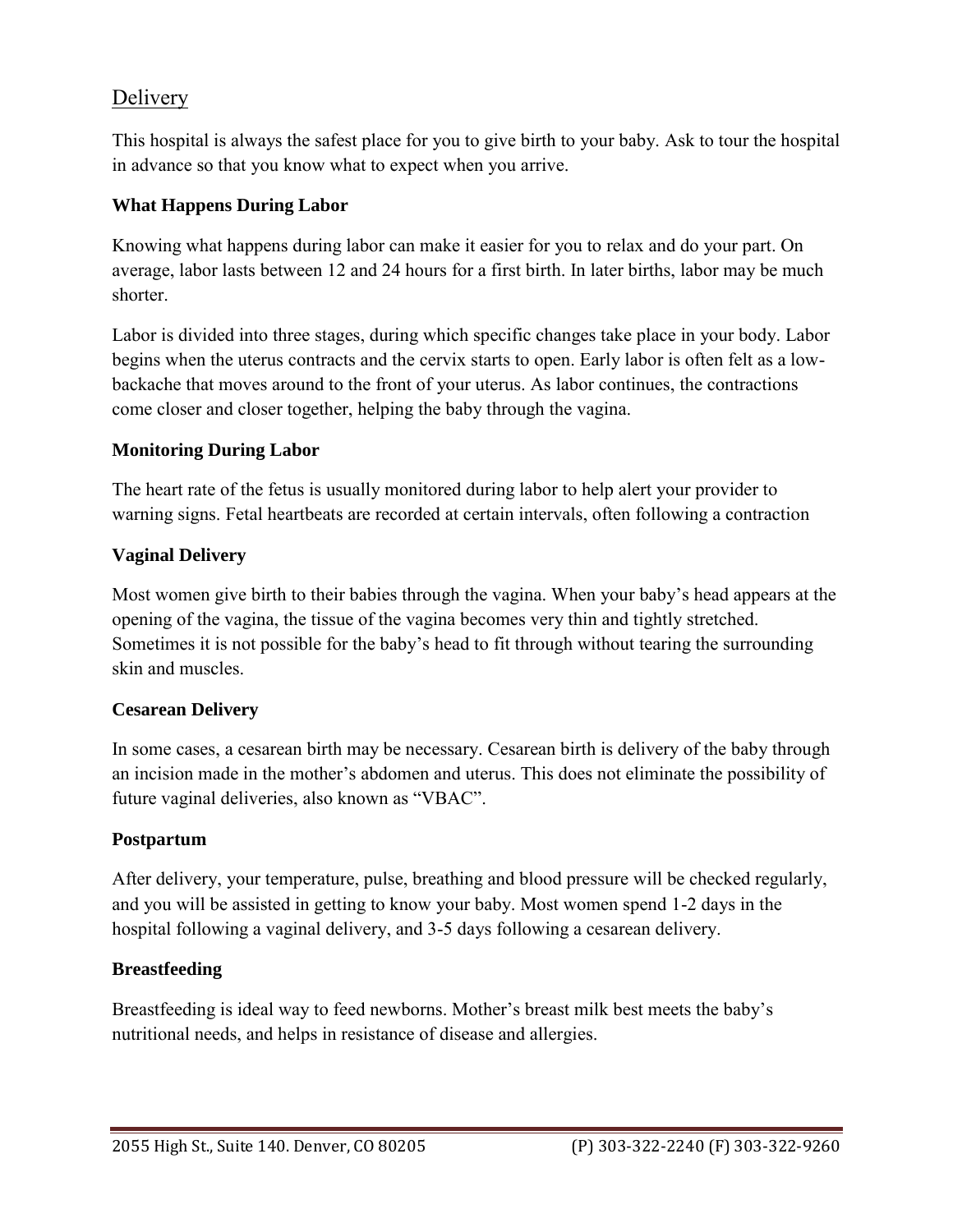## Delivery

This hospital is always the safest place for you to give birth to your baby. Ask to tour the hospital in advance so that you know what to expect when you arrive.

### What Happens During Labor

Knowing what happens during labor can make it easier for you to relax and do your part. On average, labor lasts between 12 and 24 hours for a first birth. In later births, labor may be much shorter.

Labor is divided into three stages, during which specific changes take place in your body. Labor begins when the uterus contracts and the cervix starts to open. Early labor is often felt as a low-backache that moves around to the front of your uterus. As labor continues, the contractions come closer and closer together, helping the baby through the vagina.

### Monitoring During Labor

The heart rate of the fetus is usually monitored during labor to help alert your provider to warning signs. Fetal heartbeats are recorded at certain intervals, often following a contraction

### Vaginal Delivery

Most women give birth to their babies through the vagina. When your baby's head appears at the opening of the vagina, the tissue of the vagina becomes very thin and tightly stretched. Sometimes it is not possible for the baby's head to fit through without tearing the surrounding skin and muscles.

### Cesarean Delivery

In some cases, a cesarean birth may be necessary. Cesarean birth is delivery of the baby through an incision made in the mother's abdomen and uterus. This does not eliminate the possibility of future vaginal deliveries, also known as "VBAC".

### Postpartum

After delivery, your temperature, pulse, breathing and blood pressure will be checked regularly, and you will be assisted in getting to know your baby. Most women spend 1-2 days in the hospital following a vaginal delivery, and 3-5 days following a cesarean delivery.

### Breastfeeding

Breastfeeding is ideal way to feed newborns. Mother's breast milk best meets the baby's nutritional needs, and helps in resistance of disease and allergies.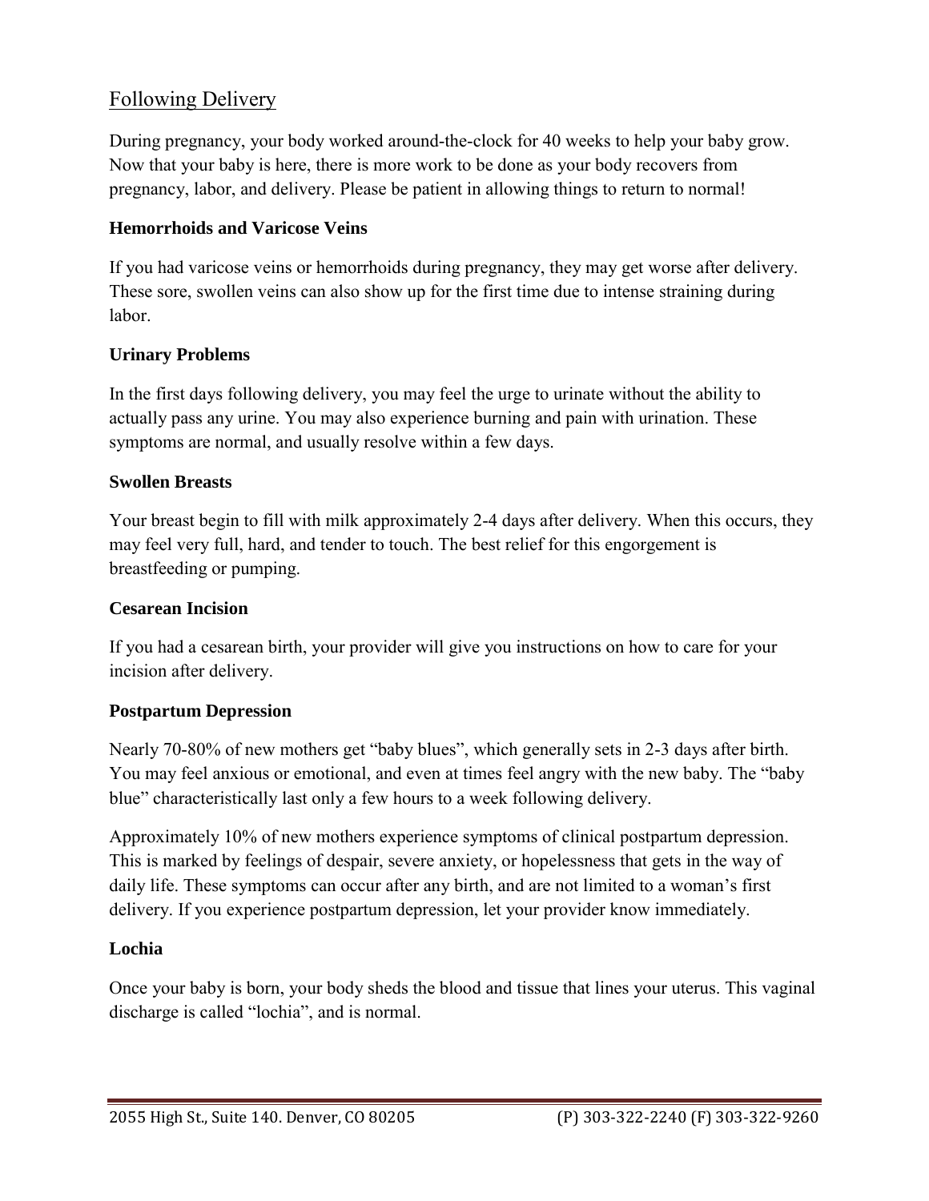## Following Delivery

During pregnancy, your body worked around-the-clock for 40 weeks to help your baby grow. Now that your baby is here, there is more work to be done as your body recovers from pregnancy, labor, and delivery. Please be patient in allowing things to return to normal!

### Hemorrhoids and Varicose Veins

If you had varicose veins or hemorrhoids during pregnancy, they may get worse after delivery. These sore, swollen veins can also show up for the first time due to intense straining during labor.

### Urinary Problems

In the first days following delivery, you may feel the urge to urinate without the ability to actually pass any urine. You may also experience burning and pain with urination. These symptoms are normal, and usually resolve within a few days.

### Swollen Breasts

Your breast begin to fill with milk approximately 2-4 days after delivery. When this occurs, they may feel very full, hard, and tender to touch. The best relief for this engorgement is breastfeeding or pumping.

### Cesarean Incision

If you had a cesarean birth, your provider will give you instructions on how to care for your incision after delivery.

### Postpartum Depression

Nearly 70-80% of new mothers get "baby blues", which generally sets in 2-3 days after birth. You may feel anxious or emotional, and even at times feel angry with the new baby. The "baby blue" characteristically last only a few hours to a week following delivery.

Approximately 10% of new mothers experience symptoms of clinical postpartum depression. This is marked by feelings of despair, severe anxiety, or hopelessness that gets in the way of daily life. These symptoms can occur after any birth, and are not limited to a woman's first delivery. If you experience postpartum depression, let your provider know immediately.

### Lochia

Once your baby is born, your body sheds the blood and tissue that lines your uterus. This vaginal discharge is called "lochia", and is normal.

2055 High St., Suite 140. Denver, CO 80205 (P) 303-322-2240 (F) 303-322-9260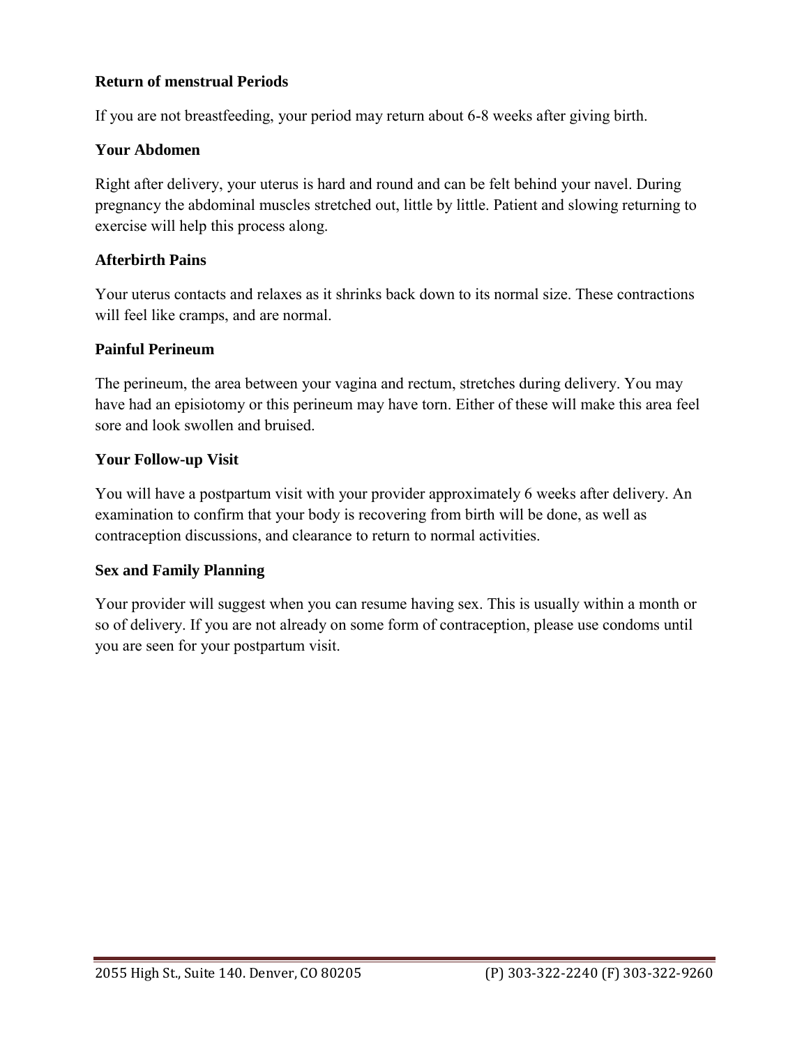**Return of menstrual Periods**

If you are not breastfeeding, your period may return about 6-8 weeks after giving birth.

**Your Abdomen**

Right after delivery, your uterus is hard and round and can be felt behind your navel. During pregnancy the abdominal muscles stretched out, little by little. Patient and slowing returning to exercise will help this process along.

**Afterbirth Pains**

Your uterus contacts and relaxes as it shrinks back down to its normal size. These contractions will feel like cramps, and are normal.

**Painful Perineum**

The perineum, the area between your vagina and rectum, stretches during delivery. You may have had an episiotomy or this perineum may have torn. Either of these will make this area feel sore and look swollen and bruised.

**Your Follow-up Visit**

You will have a postpartum visit with your provider approximately 6 weeks after delivery. An examination to confirm that your body is recovering from birth will be done, as well as contraception discussions, and clearance to return to normal activities.

**Sex and Family Planning**

Your provider will suggest when you can resume having sex. This is usually within a month or so of delivery. If you are not already on some form of contraception, please use condoms until you are seen for your postpartum visit.